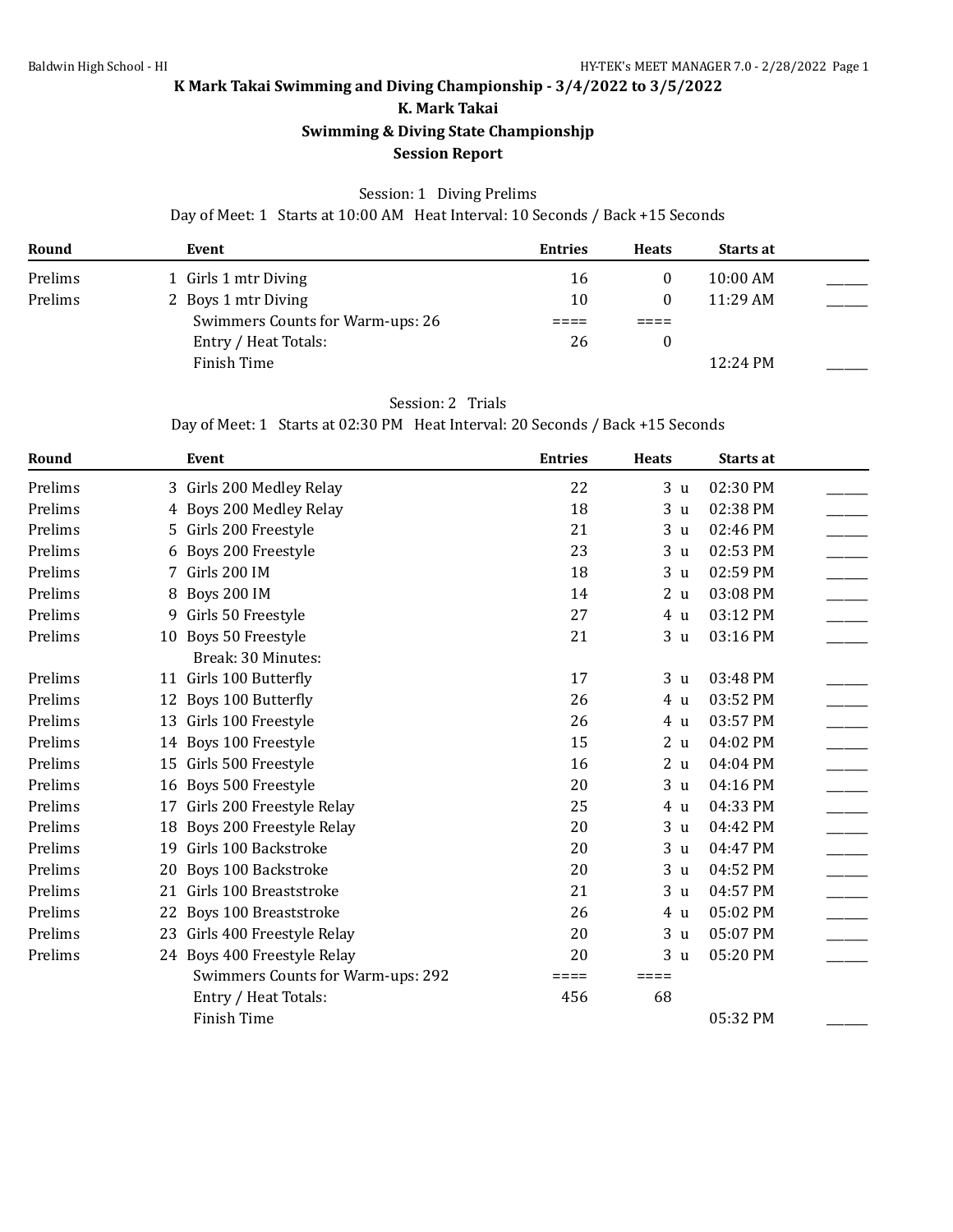# K Mark Takai Swimming and Diving Championship - 3/4/2022 to 3/5/2022

## K. Mark Takai

## Swimming & Diving State Championshjp

## Session Report

Session: 1 Diving Prelims

Day of Meet: 1 Starts at 10:00 AM Heat Interval: 10 Seconds / Back +15 Seconds

| Round | Event | Entries | Heats | Starts at | |
|---|---|---|---|---|---|
| Prelims | 1 Girls 1 mtr Diving | 16 | 0 | 10:00 AM | ______ |
| Prelims | 2 Boys 1 mtr Diving | 10 | 0 | 11:29 AM | ______ |
| | Swimmers Counts for Warm-ups: 26 | ==== | ==== | | |
| | Entry / Heat Totals: | 26 | 0 | | |
| | Finish Time | | | 12:24 PM | ______ |

Session: 2 Trials

Day of Meet: 1 Starts at 02:30 PM Heat Interval: 20 Seconds / Back +15 Seconds

| Round | Event | Entries | Heats | Starts at | |
|---|---|---|---|---|---|
| Prelims | 3 Girls 200 Medley Relay | 22 | 3 u | 02:30 PM | ______ |
| Prelims | 4 Boys 200 Medley Relay | 18 | 3 u | 02:38 PM | ______ |
| Prelims | 5 Girls 200 Freestyle | 21 | 3 u | 02:46 PM | ______ |
| Prelims | 6 Boys 200 Freestyle | 23 | 3 u | 02:53 PM | ______ |
| Prelims | 7 Girls 200 IM | 18 | 3 u | 02:59 PM | ______ |
| Prelims | 8 Boys 200 IM | 14 | 2 u | 03:08 PM | ______ |
| Prelims | 9 Girls 50 Freestyle | 27 | 4 u | 03:12 PM | ______ |
| Prelims | 10 Boys 50 Freestyle | 21 | 3 u | 03:16 PM | ______ |
| | Break: 30 Minutes: | | | | |
| Prelims | 11 Girls 100 Butterfly | 17 | 3 u | 03:48 PM | ______ |
| Prelims | 12 Boys 100 Butterfly | 26 | 4 u | 03:52 PM | ______ |
| Prelims | 13 Girls 100 Freestyle | 26 | 4 u | 03:57 PM | ______ |
| Prelims | 14 Boys 100 Freestyle | 15 | 2 u | 04:02 PM | ______ |
| Prelims | 15 Girls 500 Freestyle | 16 | 2 u | 04:04 PM | ______ |
| Prelims | 16 Boys 500 Freestyle | 20 | 3 u | 04:16 PM | ______ |
| Prelims | 17 Girls 200 Freestyle Relay | 25 | 4 u | 04:33 PM | ______ |
| Prelims | 18 Boys 200 Freestyle Relay | 20 | 3 u | 04:42 PM | ______ |
| Prelims | 19 Girls 100 Backstroke | 20 | 3 u | 04:47 PM | ______ |
| Prelims | 20 Boys 100 Backstroke | 20 | 3 u | 04:52 PM | ______ |
| Prelims | 21 Girls 100 Breaststroke | 21 | 3 u | 04:57 PM | ______ |
| Prelims | 22 Boys 100 Breaststroke | 26 | 4 u | 05:02 PM | ______ |
| Prelims | 23 Girls 400 Freestyle Relay | 20 | 3 u | 05:07 PM | ______ |
| Prelims | 24 Boys 400 Freestyle Relay | 20 | 3 u | 05:20 PM | ______ |
| | Swimmers Counts for Warm-ups: 292 | ==== | ==== | | |
| | Entry / Heat Totals: | 456 | 68 | | |
| | Finish Time | | | 05:32 PM | ______ |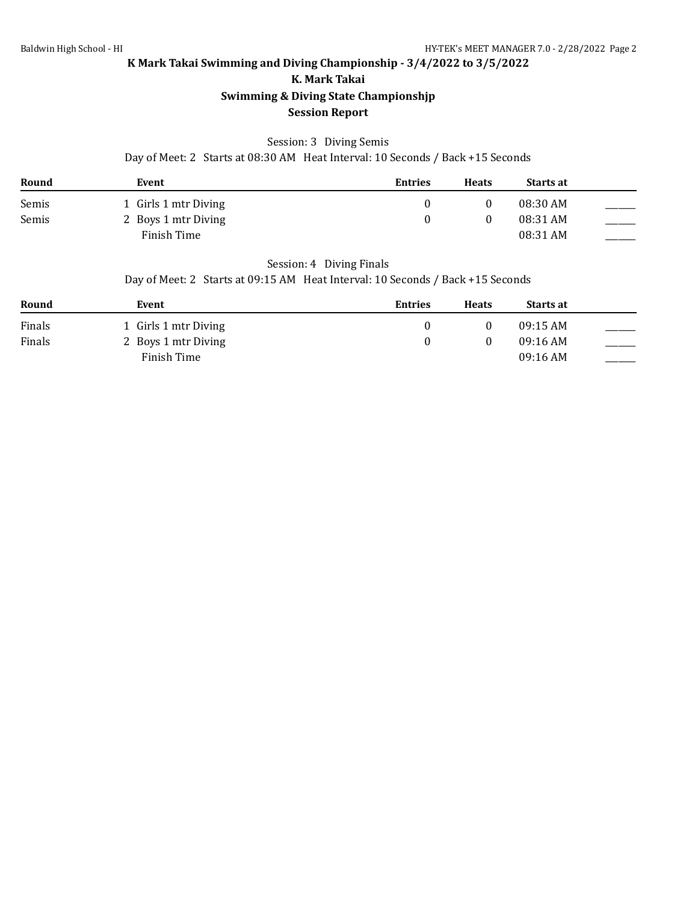# K Mark Takai Swimming and Diving Championship - 3/4/2022 to 3/5/2022

## K. Mark Takai

## Swimming & Diving State Championshjp

## Session Report

Session: 3 Diving Semis

Day of Meet: 2 Starts at 08:30 AM Heat Interval: 10 Seconds / Back +15 Seconds

| Round | Event | Entries | Heats | Starts at | |
|---|---|---|---|---|---|
| Semis | 1 Girls 1 mtr Diving | 0 | 0 | 08:30 AM | ______ |
| Semis | 2 Boys 1 mtr Diving | 0 | 0 | 08:31 AM | ______ |
| | Finish Time | | | 08:31 AM | ______ |

Session: 4 Diving Finals

Day of Meet: 2 Starts at 09:15 AM Heat Interval: 10 Seconds / Back +15 Seconds

| Round | Event | Entries | Heats | Starts at | |
|---|---|---|---|---|---|
| Finals | 1 Girls 1 mtr Diving | 0 | 0 | 09:15 AM | ______ |
| Finals | 2 Boys 1 mtr Diving | 0 | 0 | 09:16 AM | ______ |
| | Finish Time | | | 09:16 AM | ______ |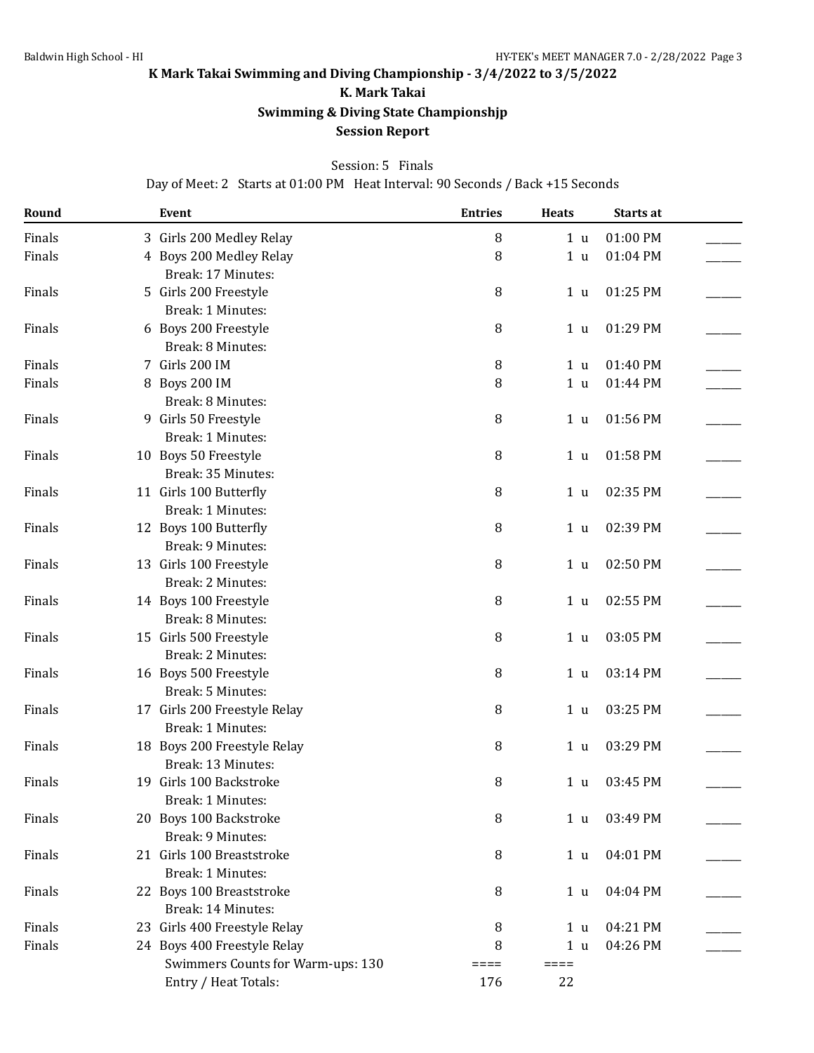# K Mark Takai Swimming and Diving Championship - 3/4/2022 to 3/5/2022

## K. Mark Takai

## Swimming & Diving State Championshjp

## Session Report

Session: 5 Finals

Day of Meet: 2 Starts at 01:00 PM Heat Interval: 90 Seconds / Back +15 Seconds

| Round | Event | Entries | Heats | Starts at | |
|---|---|---|---|---|---|
| Finals | 3 Girls 200 Medley Relay | 8 | 1 u | 01:00 PM | ______ |
| Finals | 4 Boys 200 Medley Relay | 8 | 1 u | 01:04 PM | ______ |
| | Break: 17 Minutes: | | | | |
| Finals | 5 Girls 200 Freestyle | 8 | 1 u | 01:25 PM | ______ |
| | Break: 1 Minutes: | | | | |
| Finals | 6 Boys 200 Freestyle | 8 | 1 u | 01:29 PM | ______ |
| | Break: 8 Minutes: | | | | |
| Finals | 7 Girls 200 IM | 8 | 1 u | 01:40 PM | ______ |
| Finals | 8 Boys 200 IM | 8 | 1 u | 01:44 PM | ______ |
| | Break: 8 Minutes: | | | | |
| Finals | 9 Girls 50 Freestyle | 8 | 1 u | 01:56 PM | ______ |
| | Break: 1 Minutes: | | | | |
| Finals | 10 Boys 50 Freestyle | 8 | 1 u | 01:58 PM | ______ |
| | Break: 35 Minutes: | | | | |
| Finals | 11 Girls 100 Butterfly | 8 | 1 u | 02:35 PM | ______ |
| | Break: 1 Minutes: | | | | |
| Finals | 12 Boys 100 Butterfly | 8 | 1 u | 02:39 PM | ______ |
| | Break: 9 Minutes: | | | | |
| Finals | 13 Girls 100 Freestyle | 8 | 1 u | 02:50 PM | ______ |
| | Break: 2 Minutes: | | | | |
| Finals | 14 Boys 100 Freestyle | 8 | 1 u | 02:55 PM | ______ |
| | Break: 8 Minutes: | | | | |
| Finals | 15 Girls 500 Freestyle | 8 | 1 u | 03:05 PM | ______ |
| | Break: 2 Minutes: | | | | |
| Finals | 16 Boys 500 Freestyle | 8 | 1 u | 03:14 PM | ______ |
| | Break: 5 Minutes: | | | | |
| Finals | 17 Girls 200 Freestyle Relay | 8 | 1 u | 03:25 PM | ______ |
| | Break: 1 Minutes: | | | | |
| Finals | 18 Boys 200 Freestyle Relay | 8 | 1 u | 03:29 PM | ______ |
| | Break: 13 Minutes: | | | | |
| Finals | 19 Girls 100 Backstroke | 8 | 1 u | 03:45 PM | ______ |
| | Break: 1 Minutes: | | | | |
| Finals | 20 Boys 100 Backstroke | 8 | 1 u | 03:49 PM | ______ |
| | Break: 9 Minutes: | | | | |
| Finals | 21 Girls 100 Breaststroke | 8 | 1 u | 04:01 PM | ______ |
| | Break: 1 Minutes: | | | | |
| Finals | 22 Boys 100 Breaststroke | 8 | 1 u | 04:04 PM | ______ |
| | Break: 14 Minutes: | | | | |
| Finals | 23 Girls 400 Freestyle Relay | 8 | 1 u | 04:21 PM | ______ |
| Finals | 24 Boys 400 Freestyle Relay | 8 | 1 u | 04:26 PM | ______ |
| | Swimmers Counts for Warm-ups: 130 | ==== | ==== | | |
| | Entry / Heat Totals: | 176 | 22 | | |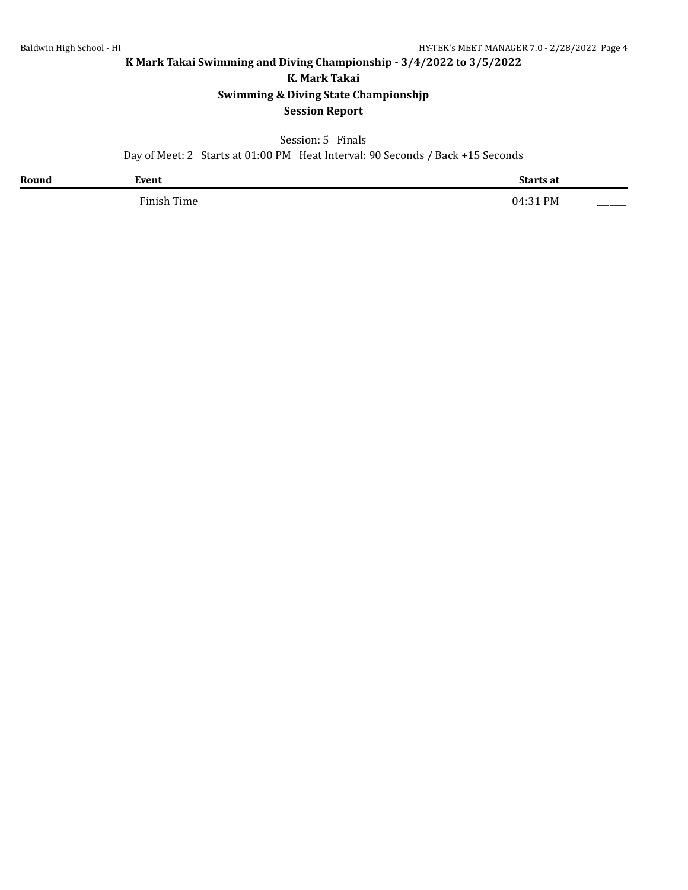# K Mark Takai Swimming and Diving Championship - 3/4/2022 to 3/5/2022

## K. Mark Takai

## Swimming & Diving State Championshjp

## Session Report

Session: 5 Finals

Day of Meet: 2 Starts at 01:00 PM Heat Interval: 90 Seconds / Back +15 Seconds

| Round | Event | Starts at | |
|---|---|---|---|
| | Finish Time | 04:31 PM | ______ |